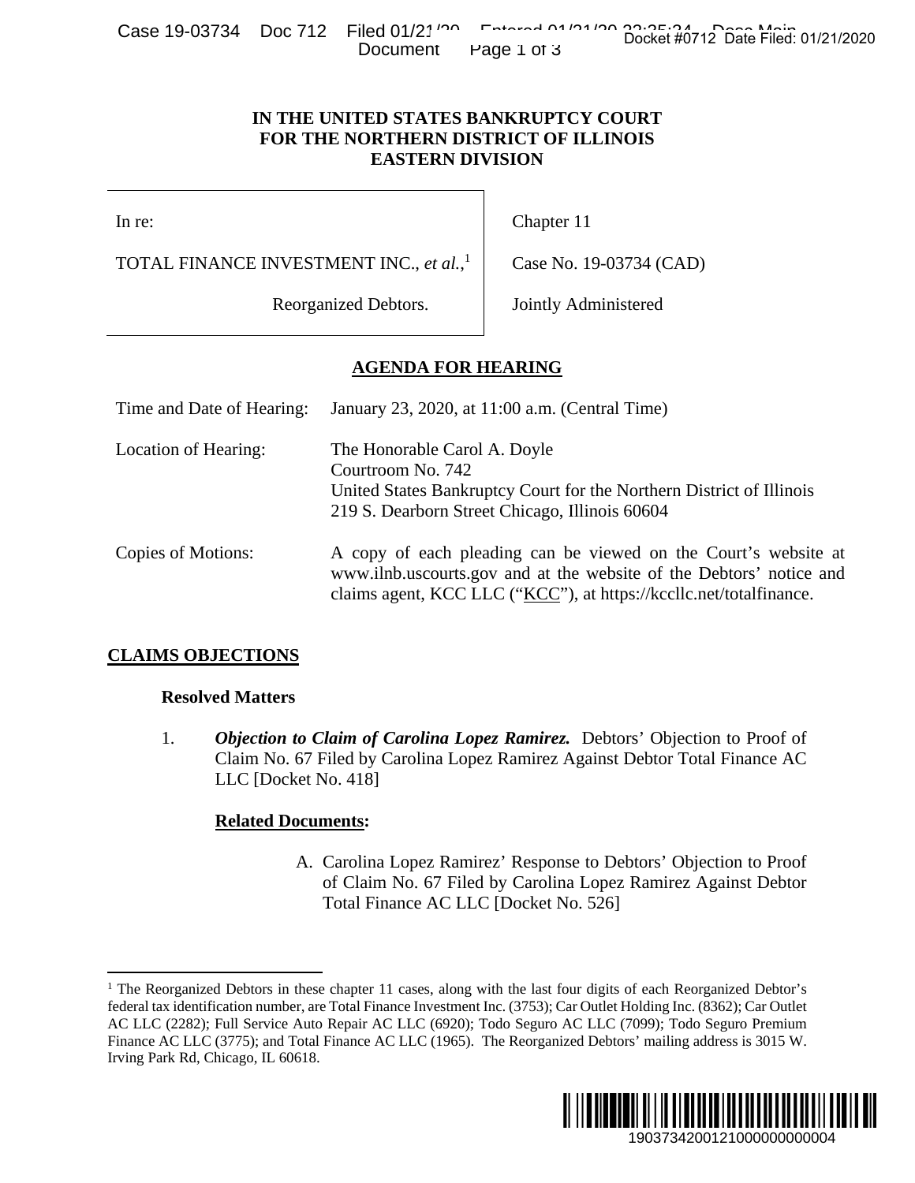# IN THE UNITED STATES BANKRUPTCY COURT FOR THE NORTHERN DISTRICT OF ILLINOIS EASTERN DIVISION

| | |
|---|---|
| In re: | Chapter 11 |
| TOTAL FINANCE INVESTMENT INC., *et al.*,[1] | Case No. 19-03734 (CAD) |
| Reorganized Debtors. | Jointly Administered |

## AGENDA FOR HEARING

| | |
|---|---|
| Time and Date of Hearing: | January 23, 2020, at 11:00 a.m. (Central Time) |
| Location of Hearing: | The Honorable Carol A. Doyle<br>Courtroom No. 742<br>United States Bankruptcy Court for the Northern District of Illinois<br>219 S. Dearborn Street Chicago, Illinois 60604 |
| Copies of Motions: | A copy of each pleading can be viewed on the Court's website at www.ilnb.uscourts.gov and at the website of the Debtors' notice and claims agent, KCC LLC ("KCC"), at https://kccllc.net/totalfinance. |

## CLAIMS OBJECTIONS

**Resolved Matters**

1. ***Objection to Claim of Carolina Lopez Ramirez.*** Debtors' Objection to Proof of Claim No. 67 Filed by Carolina Lopez Ramirez Against Debtor Total Finance AC LLC [Docket No. 418]

   **Related Documents:**

   A. Carolina Lopez Ramirez' Response to Debtors' Objection to Proof of Claim No. 67 Filed by Carolina Lopez Ramirez Against Debtor Total Finance AC LLC [Docket No. 526]

---

[1] The Reorganized Debtors in these chapter 11 cases, along with the last four digits of each Reorganized Debtor's federal tax identification number, are Total Finance Investment Inc. (3753); Car Outlet Holding Inc. (8362); Car Outlet AC LLC (2282); Full Service Auto Repair AC LLC (6920); Todo Seguro AC LLC (7099); Todo Seguro Premium Finance AC LLC (3775); and Total Finance AC LLC (1965). The Reorganized Debtors' mailing address is 3015 W. Irving Park Rd, Chicago, IL 60618.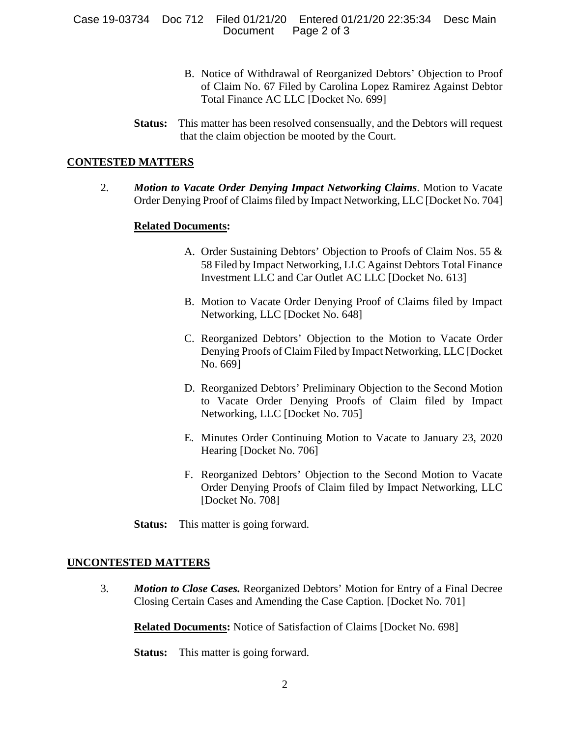B. Notice of Withdrawal of Reorganized Debtors' Objection to Proof of Claim No. 67 Filed by Carolina Lopez Ramirez Against Debtor Total Finance AC LLC [Docket No. 699]

**Status:** This matter has been resolved consensually, and the Debtors will request that the claim objection be mooted by the Court.

## CONTESTED MATTERS

2. ***Motion to Vacate Order Denying Impact Networking Claims***. Motion to Vacate Order Denying Proof of Claims filed by Impact Networking, LLC [Docket No. 704]

**Related Documents:**

A. Order Sustaining Debtors' Objection to Proofs of Claim Nos. 55 & 58 Filed by Impact Networking, LLC Against Debtors Total Finance Investment LLC and Car Outlet AC LLC [Docket No. 613]

B. Motion to Vacate Order Denying Proof of Claims filed by Impact Networking, LLC [Docket No. 648]

C. Reorganized Debtors' Objection to the Motion to Vacate Order Denying Proofs of Claim Filed by Impact Networking, LLC [Docket No. 669]

D. Reorganized Debtors' Preliminary Objection to the Second Motion to Vacate Order Denying Proofs of Claim filed by Impact Networking, LLC [Docket No. 705]

E. Minutes Order Continuing Motion to Vacate to January 23, 2020 Hearing [Docket No. 706]

F. Reorganized Debtors' Objection to the Second Motion to Vacate Order Denying Proofs of Claim filed by Impact Networking, LLC [Docket No. 708]

**Status:** This matter is going forward.

## UNCONTESTED MATTERS

3. ***Motion to Close Cases.*** Reorganized Debtors' Motion for Entry of a Final Decree Closing Certain Cases and Amending the Case Caption. [Docket No. 701]

**Related Documents:** Notice of Satisfaction of Claims [Docket No. 698]

**Status:** This matter is going forward.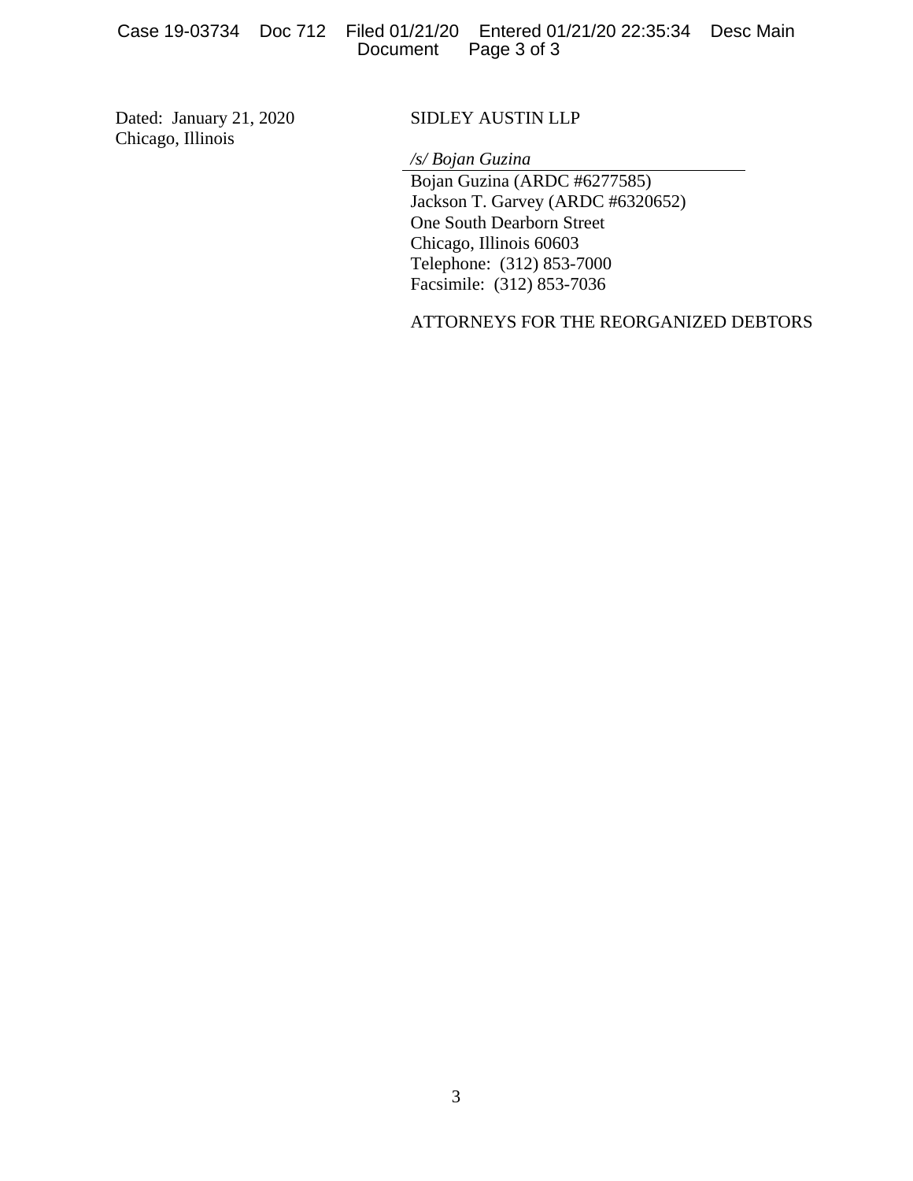Dated: January 21, 2020
Chicago, Illinois

SIDLEY AUSTIN LLP

*/s/ Bojan Guzina*

Bojan Guzina (ARDC #6277585)
Jackson T. Garvey (ARDC #6320652)
One South Dearborn Street
Chicago, Illinois 60603
Telephone: (312) 853-7000
Facsimile: (312) 853-7036

ATTORNEYS FOR THE REORGANIZED DEBTORS